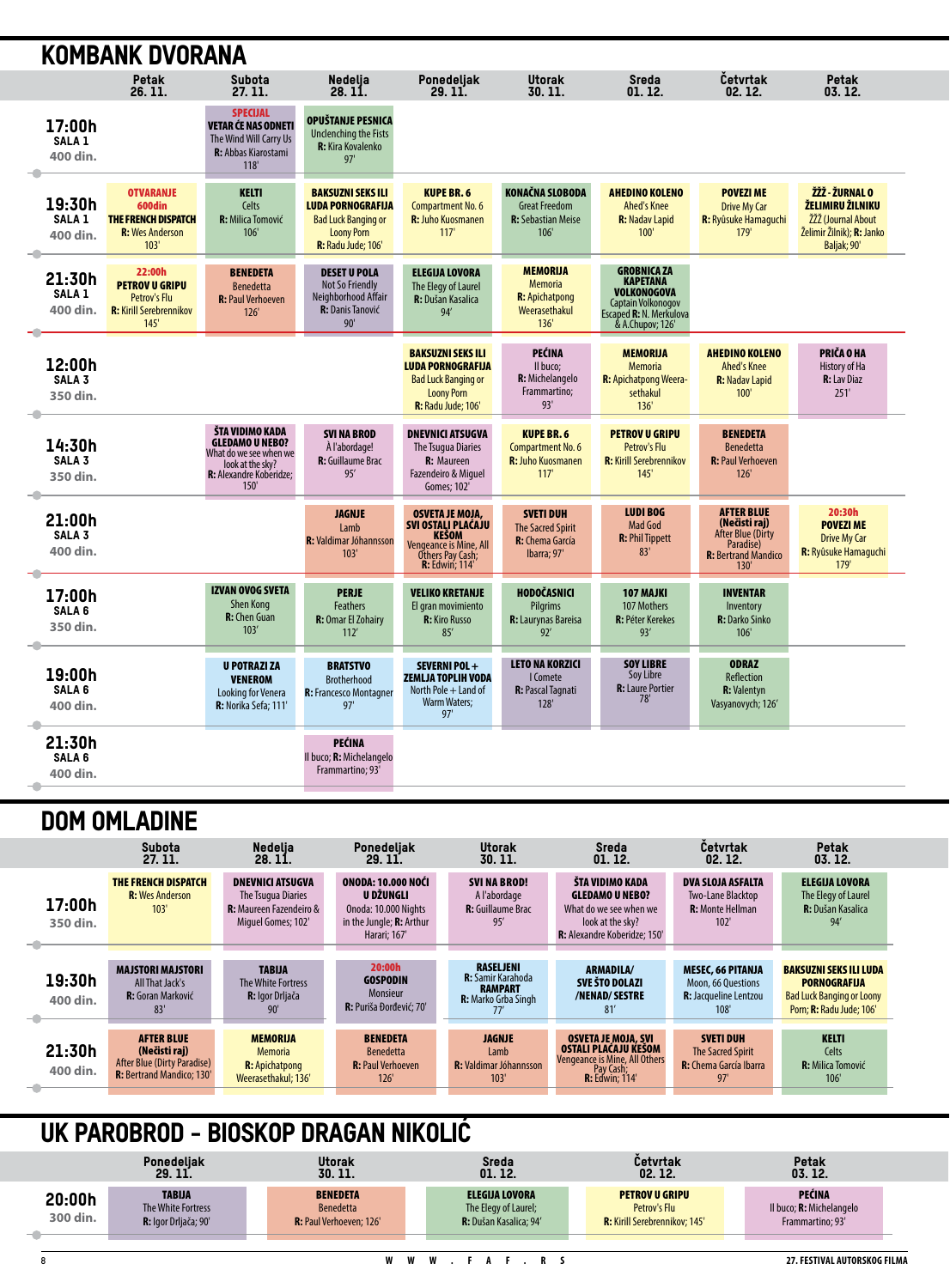# KOMBANK DVORANA

| | Petak 26. 11. | Subota 27. 11. | Nedelja 28. 11. | Ponedeljak 29. 11. | Utorak 30. 11. | Sreda 01. 12. | Četvrtak 02. 12. | Petak 03. 12. |
|---|---|---|---|---|---|---|---|---|
| **17:00h** SALA 1 400 din. | | **SPECIJAL** **VETAR ĆE NAS ODNETI** The Wind Will Carry Us **R:** Abbas Kiarostami 118' | **OPUŠTANJE PESNICA** Unclenching the Fists **R:** Kira Kovalenko 97' | | | | | |
| **19:30h** SALA 1 400 din. | **OTVARANJE 600din** **THE FRENCH DISPATCH** **R:** Wes Anderson 103' | **KELTI** Celts **R:** Milica Tomović 106' | **BAKSUZNI SEKS ILI LUDA PORNOGRAFIJA** Bad Luck Banging or Loony Porn **R:** Radu Jude; 106' | **KUPE BR. 6** Compartment No. 6 **R:** Juho Kuosmanen 117' | **KONAČNA SLOBODA** Great Freedom **R:** Sebastian Meise 106' | **AHEDINO KOLENO** Ahed's Knee **R:** Nadav Lapid 100' | **POVEZI ME** Drive My Car **R:** Ryûsuke Hamaguchi 179' | **ŽŽŽ - ŽURNAL O ŽELIMIRU ŽILNIKU** ŽŽŽ (Journal About Želimir Žilnik); **R:** Janko Baljak; 90' |
| **21:30h** SALA 1 400 din. | **22:00h** **PETROV U GRIPU** Petrov's Flu **R:** Kirill Serebrennikov 145' | **BENEDETA** Benedetta **R:** Paul Verhoeven 126' | **DESET U POLA** Not So Friendly Neighborhood Affair **R:** Danis Tanović 90' | **ELEGIJA LOVORA** The Elegy of Laurel **R:** Dušan Kasalica 94' | **MEMORIJA** Memoria **R:** Apichatpong Weerasethakul 136' | **GROBNICA ZA KAPETANA VOLKONOGOVA** Captain Volkonogov Escaped **R:** N. Merkulova & A.Chupov; 126' | | |
| **12:00h** SALA 3 350 din. | | | | **BAKSUZNI SEKS ILI LUDA PORNOGRAFIJA** Bad Luck Banging or Loony Porn **R:** Radu Jude; 106' | **PEĆINA** Il buco; **R:** Michelangelo Frammartino; 93' | **MEMORIJA** Memoria **R:** Apichatpong Weerasethakul 136' | **AHEDINO KOLENO** Ahed's Knee **R:** Nadav Lapid 100' | **PRIČA O HA** History of Ha **R:** Lav Diaz 251' |
| **14:30h** SALA 3 350 din. | | **ŠTA VIDIMO KADA GLEDAMO U NEBO?** What do we see when we look at the sky? **R:** Alexandre Koberidze; 150' | **SVI NA BROD** À l'abordage! **R:** Guillaume Brac 95' | **DNEVNICI ATSUGVA** The Tsugua Diaries **R:** Maureen Fazendeiro & Miguel Gomes; 102' | **KUPE BR. 6** Compartment No. 6 **R:** Juho Kuosmanen 117' | **PETROV U GRIPU** Petrov's Flu **R:** Kirill Serebrennikov 145' | **BENEDETA** Benedetta **R:** Paul Verhoeven 126' | |
| **21:00h** SALA 3 400 din. | | | **JAGNJE** Lamb **R:** Valdimar Jóhannsson 103' | **OSVETA JE MOJA, SVI OSTALI PLAĆAJU KEŠOM** Vengeance is Mine, All Others Pay Cash; **R:** Edwin; 114' | **SVETI DUH** The Sacred Spirit **R:** Chema García Ibarra; 97' | **LUDI BOG** Mad God **R:** Phil Tippett 83' | **AFTER BLUE (Nečisti raj)** After Blue (Dirty Paradise) **R:** Bertrand Mandico 130' | **20:30h** **POVEZI ME** Drive My Car **R:** Ryûsuke Hamaguchi 179' |
| **17:00h** SALA 6 350 din. | | **IZVAN OVOG SVETA** Shen Kong **R:** Chen Guan 103' | **PERJE** Feathers **R:** Omar El Zohairy 112' | **VELIKO KRETANJE** El gran movimiento **R:** Kiro Russo 85' | **HODOČASNICI** Pilgrims **R:** Laurynas Bareiša 92' | **107 MAJKI** 107 Mothers **R:** Péter Kerekes 93' | **INVENTAR** Inventory **R:** Darko Sinko 106' | |
| **19:00h** SALA 6 400 din. | | **U POTRAZI ZA VENEROM** Looking for Venera **R:** Norika Sefa; 111' | **BRATSTVO** Brotherhood **R:** Francesco Montagner 97' | **SEVERNI POL + ZEMLJA TOPLIH VODA** North Pole + Land of Warm Waters; 97' | **LETO NA KORZICI** I Comete **R:** Pascal Tagnati 128' | **SOY LIBRE** Soy Libre **R:** Laure Portier 78' | **ODRAZ** Reflection **R:** Valentyn Vasyanovych; 126' | |
| **21:30h** SALA 6 400 din. | | | **PEĆINA** Il buco; **R:** Michelangelo Frammartino; 93' | | | | | |

# DOM OMLADINE

| | Subota 27. 11. | Nedelja 28. 11. | Ponedeljak 29. 11. | Utorak 30. 11. | Sreda 01. 12. | Četvrtak 02. 12. | Petak 03. 12. |
|---|---|---|---|---|---|---|---|
| **17:00h** 350 din. | **THE FRENCH DISPATCH** **R:** Wes Anderson 103' | **DNEVNICI ATSUGVA** The Tsugua Diaries **R:** Maureen Fazendeiro & Miguel Gomes; 102' | **ONODA: 10.000 NOĆI U DŽUNGLI** Onoda: 10.000 Nights in the Jungle; **R:** Arthur Harari; 167' | **SVI NA BROD!** A l'abordage **R:** Guillaume Brac 95' | **ŠTA VIDIMO KADA GLEDAMO U NEBO?** What do we see when we look at the sky? **R:** Alexandre Koberidze; 150' | **DVA SLOJA ASFALTA** Two-Lane Blacktop **R:** Monte Hellman 102' | **ELEGIJA LOVORA** The Elegy of Laurel **R:** Dušan Kasalica 94' |
| **19:30h** 400 din. | **MAJSTORI MAJSTORI** All That Jack's **R:** Goran Marković 83' | **TABIJA** The White Fortress **R:** Igor Drljača 90' | **20:00h** **GOSPODIN** Monsieur **R:** Puriša Đorđević; 70' | **RASELJENI** **R:** Samir Karahoda **RAMPART** **R:** Marko Grba Singh 77' | **ARMADILA/ SVE ŠTO DOLAZI /NENAD/ SESTRE** 81' | **MESEC, 66 PITANJA** Moon, 66 Questions **R:** Jacqueline Lentzou 108' | **BAKSUZNI SEKS ILI LUDA PORNOGRAFIJA** Bad Luck Banging or Loony Porn; **R:** Radu Jude; 106' |
| **21:30h** 400 din. | **AFTER BLUE (Nečisti raj)** After Blue (Dirty Paradise) **R:** Bertrand Mandico; 130' | **MEMORIJA** Memoria **R:** Apichatpong Weerasethakul; 136' | **BENEDETA** Benedetta **R:** Paul Verhoeven 126' | **JAGNJE** Lamb **R:** Valdimar Jóhannsson 103' | **OSVETA JE MOJA, SVI OSTALI PLAĆAJU KEŠOM** Vengeance is Mine, All Others Pay Cash; **R:** Edwin; 114' | **SVETI DUH** The Sacred Spirit **R:** Chema García Ibarra 97' | **KELTI** Celts **R:** Milica Tomović 106' |

# UK PAROBROD – BIOSKOP DRAGAN NIKOLIĆ

| | Ponedeljak 29. 11. | Utorak 30. 11. | Sreda 01. 12. | Četvrtak 02. 12. | Petak 03. 12. |
|---|---|---|---|---|---|
| **20:00h** 300 din. | **TABIJA** The White Fortress **R:** Igor Drljača; 90' | **BENEDETA** Benedetta **R:** Paul Verhoeven; 126' | **ELEGIJA LOVORA** The Elegy of Laurel; **R:** Dušan Kasalica; 94' | **PETROV U GRIPU** Petrov's Flu **R:** Kirill Serebrennikov; 145' | **PEĆINA** Il buco; **R:** Michelangelo Frammartino; 93' |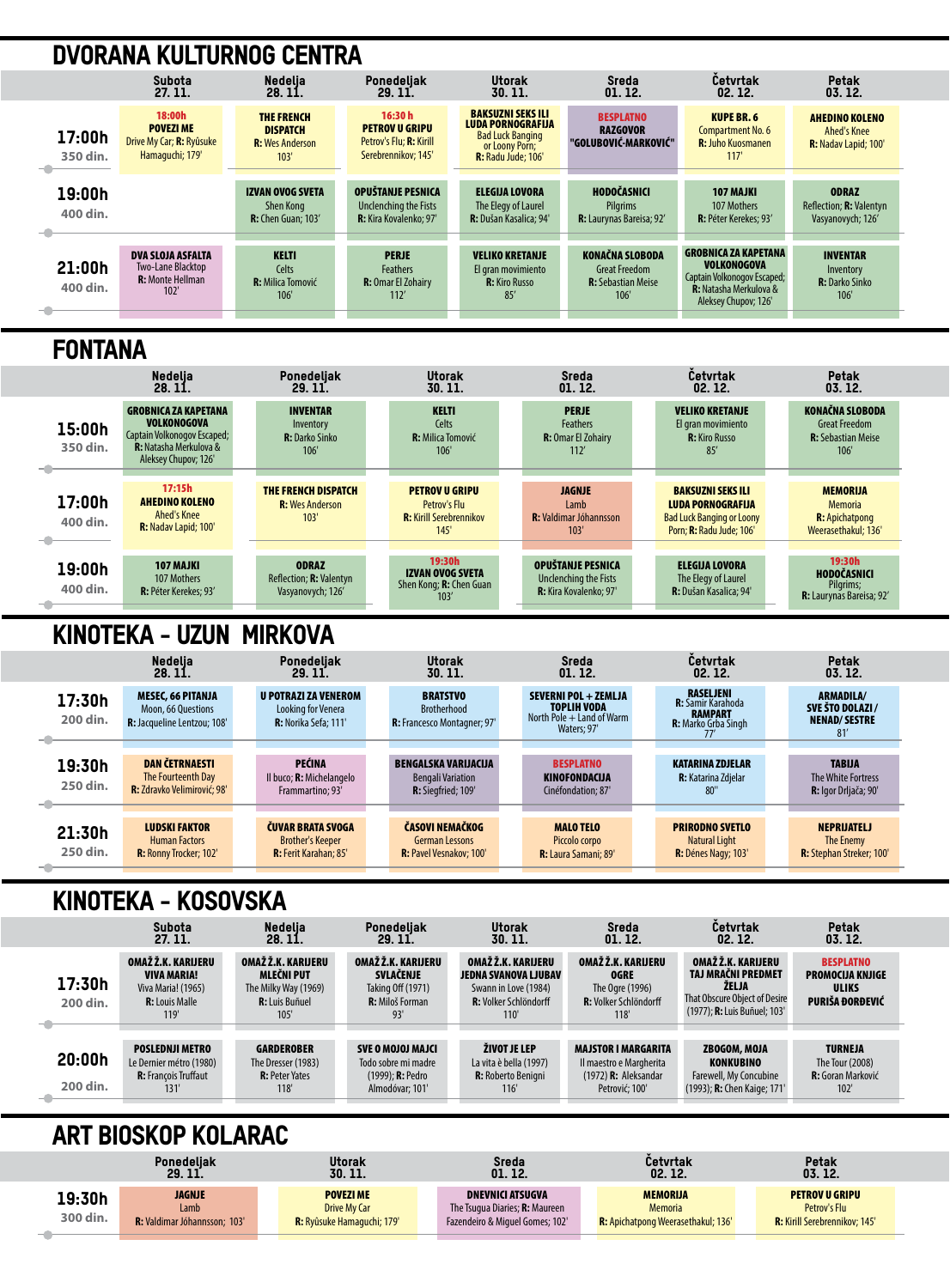## DVORANA KULTURNOG CENTRA

| | Subota 27. 11. | Nedelja 28. 11. | Ponedeljak 29. 11. | Utorak 30. 11. | Sreda 01. 12. | Četvrtak 02. 12. | Petak 03. 12. |
|---|---|---|---|---|---|---|---|
| 17:00h 350 din. | 18:00h **POVEZI ME** Drive My Car; **R:** Ryûsuke Hamaguchi; 179' | **THE FRENCH DISPATCH** **R:** Wes Anderson 103' | 16:30 h **PETROV U GRIPU** Petrov's Flu; **R:** Kirill Serebrennikov; 145' | **BAKSUZNI SEKS ILI LUDA PORNOGRAFIJA** Bad Luck Banging or Loony Porn; **R:** Radu Jude; 106' | **BESPLATNO** **RAZGOVOR "GOLUBOVIĆ-MARKOVIĆ"** | **KUPE BR. 6** Compartment No. 6 **R:** Juho Kuosmanen 117' | **AHEDINO KOLENO** Ahed's Knee **R:** Nadav Lapid; 100' |
| 19:00h 400 din. | | **IZVAN OVOG SVETA** Shen Kong **R:** Chen Guan; 103' | **OPUŠTANJE PESNICA** Unclenching the Fists **R:** Kira Kovalenko; 97' | **ELEGIJA LOVORA** The Elegy of Laurel **R:** Dušan Kasalica; 94' | **HODOČASNICI** Pilgrims **R:** Laurynas Bareisa; 92' | **107 MAJKI** 107 Mothers **R:** Péter Kerekes; 93' | **ODRAZ** Reflection; **R:** Valentyn Vasyanovych; 126' |
| 21:00h 400 din. | **DVA SLOJA ASFALTA** Two-Lane Blacktop **R:** Monte Hellman 102' | **KELTI** Celts **R:** Milica Tomović 106' | **PERJE** Feathers **R:** Omar El Zohairy 112' | **VELIKO KRETANJE** El gran movimiento **R:** Kiro Russo 85' | **KONAČNA SLOBODA** Great Freedom **R:** Sebastian Meise 106' | **GROBNICA ZA KAPETANA VOLKONOGOVA** Captain Volkonogov Escaped; **R:** Natasha Merkulova & Aleksey Chupov; 126' | **INVENTAR** Inventory **R:** Darko Sinko 106' |

## FONTANA

| | Nedelja 28. 11. | Ponedeljak 29. 11. | Utorak 30. 11. | Sreda 01. 12. | Četvrtak 02. 12. | Petak 03. 12. |
|---|---|---|---|---|---|---|
| 15:00h 350 din. | **GROBNICA ZA KAPETANA VOLKONOGOVA** Captain Volkonogov Escaped; **R:** Natasha Merkulova & Aleksey Chupov; 126' | **INVENTAR** Inventory **R:** Darko Sinko 106' | **KELTI** Celts **R:** Milica Tomović 106' | **PERJE** Feathers **R:** Omar El Zohairy 112' | **VELIKO KRETANJE** El gran movimiento **R:** Kiro Russo 85' | **KONAČNA SLOBODA** Great Freedom **R:** Sebastian Meise 106' |
| 17:00h 400 din. | 17:15h **AHEDINO KOLENO** Ahed's Knee **R:** Nadav Lapid; 100' | **THE FRENCH DISPATCH** **R:** Wes Anderson 103' | **PETROV U GRIPU** Petrov's Flu **R:** Kirill Serebrennikov 145' | **JAGNJE** Lamb **R:** Valdimar Jóhannsson 103' | **BAKSUZNI SEKS ILI LUDA PORNOGRAFIJA** Bad Luck Banging or Loony Porn; **R:** Radu Jude; 106' | **MEMORIJA** Memoria **R:** Apichatpong Weerasethakul; 136' |
| 19:00h 400 din. | **107 MAJKI** 107 Mothers **R:** Péter Kerekes; 93' | **ODRAZ** Reflection; **R:** Valentyn Vasyanovych; 126' | 19:30h **IZVAN OVOG SVETA** Shen Kong; **R:** Chen Guan 103' | **OPUŠTANJE PESNICA** Unclenching the Fists **R:** Kira Kovalenko; 97' | **ELEGIJA LOVORA** The Elegy of Laurel **R:** Dušan Kasalica; 94' | 19:30h **HODOČASNICI** Pilgrims; **R:** Laurynas Bareisa; 92' |

## KINOTEKA - UZUN MIRKOVA

| | Nedelja 28. 11. | Ponedeljak 29. 11. | Utorak 30. 11. | Sreda 01. 12. | Četvrtak 02. 12. | Petak 03. 12. |
|---|---|---|---|---|---|---|
| 17:30h 200 din. | **MESEC, 66 PITANJA** Moon, 66 Questions **R:** Jacqueline Lentzou; 108' | **U POTRAZI ZA VENEROM** Looking for Venera **R:** Norika Sefa; 111' | **BRATSTVO** Brotherhood **R:** Francesco Montagner; 97' | **SEVERNI POL + ZEMLJA TOPLIH VODA** North Pole + Land of Warm Waters; 97' | **RASELJENI** **R:** Samir Karahoda **RAMPART** **R:** Marko Grba Singh 77' | **ARMADILA/ SVE ŠTO DOLAZI / NENAD/ SESTRE** 81' |
| 19:30h 250 din. | **DAN ČETRNAESTI** The Fourteenth Day **R:** Zdravko Velimirović; 98' | **PEĆINA** Il buco; **R:** Michelangelo Frammartino; 93' | **BENGALSKA VARIJACIJA** Bengali Variation **R:** Siegfried; 109' | **BESPLATNO** **KINOFONDACIJA** Cinéfondation; 87' | **KATARINA ZDJELAR** **R:** Katarina Zdjelar 80'' | **TABIJA** The White Fortress **R:** Igor Drljača; 90' |
| 21:30h 250 din. | **LUDSKI FAKTOR** Human Factors **R:** Ronny Trocker; 102' | **ČUVAR BRATA SVOGA** Brother's Keeper **R:** Ferit Karahan; 85' | **ČASOVI NEMAČKOG** German Lessons **R:** Pavel Vesnakov; 100' | **MALO TELO** Piccolo corpo **R:** Laura Samani; 89' | **PRIRODNO SVETLO** Natural Light **R:** Dénes Nagy; 103' | **NEPRIJATELJ** The Enemy **R:** Stephan Streker; 100' |

## KINOTEKA - KOSOVSKA

| | Subota 27. 11. | Nedelja 28. 11. | Ponedeljak 29. 11. | Utorak 30. 11. | Sreda 01. 12. | Četvrtak 02. 12. | Petak 03. 12. |
|---|---|---|---|---|---|---|---|
| 17:30h 200 din. | **OMAŽ Ž.K. KARIJERU VIVA MARIA!** Viva Maria! (1965) **R:** Louis Malle 119' | **OMAŽ Ž.K. KARIJERU MLEČNI PUT** The Milky Way (1969) **R:** Luis Buñuel 105' | **OMAŽ Ž.K. KARIJERU SVLAČENJE** Taking Off (1971) **R:** Miloš Forman 93' | **OMAŽ Ž.K. KARIJERU JEDNA SVANOVA LJUBAV** Swann in Love (1983) **R:** Volker Schlöndorff 110' | **OMAŽ Ž.K. KARIJERU OGRE** The Ogre (1996) **R:** Volker Schlöndorff 118' | **OMAŽ Ž.K. KARIJERU TAJ MRAČNI PREDMET ŽELJA** That Obscure Object of Desire (1977); **R:** Luis Buñuel; 103' | **BESPLATNO** **PROMOCIJA KNJIGE ULIKS PURIŠA ĐORĐEVIĆ** |
| 20:00h 200 din. | **POSLEDNJI METRO** Le Dernier métro (1980) **R:** François Truffaut 131' | **GARDEROBER** The Dresser (1983) **R:** Peter Yates 118' | **SVE O MOJOJ MAJCI** Todo sobre mi madre (1999); **R:** Pedro Almodóvar; 101' | **ŽIVOT JE LEP** La vita è bella (1997) **R:** Roberto Benigni 116' | **MAJSTOR I MARGARITA** Il maestro e Margherita (1972) **R:** Aleksandar Petrović; 100' | **ZBOGOM, MOJA KONKUBINO** Farewell, My Concubine (1993); **R:** Chen Kaige; 171' | **TURNEJA** The Tour (2008) **R:** Goran Marković 102' |

## ART BIOSKOP KOLARAC

| | Ponedeljak 29. 11. | Utorak 30. 11. | Sreda 01. 12. | Četvrtak 02. 12. | Petak 03. 12. |
|---|---|---|---|---|---|
| 19:30h 300 din. | **JAGNJE** Lamb **R:** Valdimar Jóhannsson; 103' | **POVEZI ME** Drive My Car **R:** Ryûsuke Hamaguchi; 179' | **DNEVNICI ATSUGVA** The Tsugua Diaries; **R:** Maureen Fazendeiro & Miguel Gomes; 102' | **MEMORIJA** Memoria **R:** Apichatpong Weerasethakul; 136' | **PETROV U GRIPU** Petrov's Flu **R:** Kirill Serebrennikov; 145' |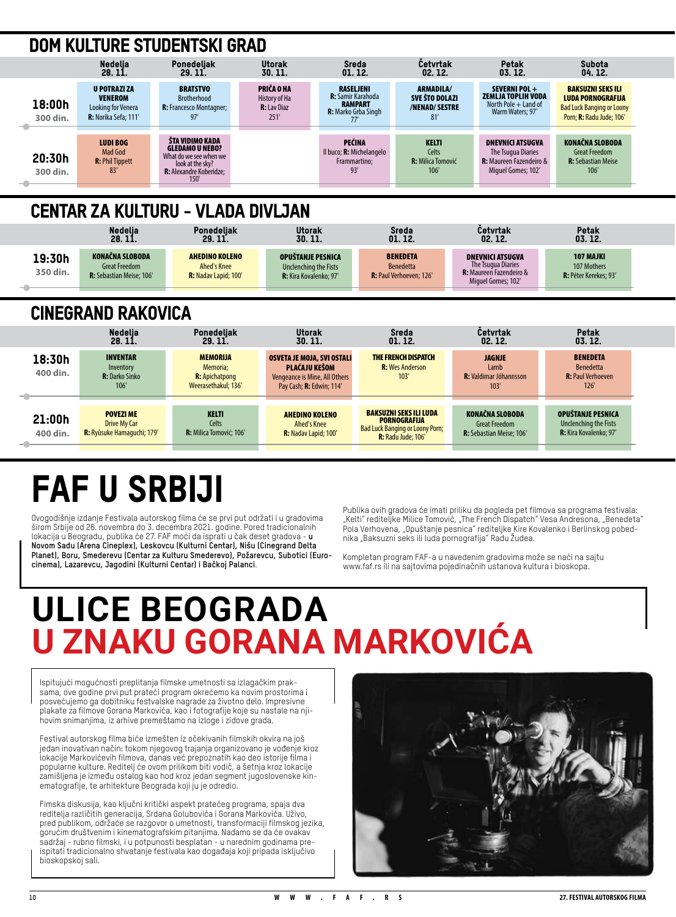## DOM KULTURE STUDENTSKI GRAD

| | Nedelja 28. 11. | Ponedeljak 29. 11. | Utorak 30. 11. | Sreda 01. 12. | Četvrtak 02. 12. | Petak 03. 12. | Subota 04. 12. |
|---|---|---|---|---|---|---|---|
| 18:00h 300 din. | **U POTRAZI ZA VENEROM** Looking for Venera **R:** Norika Sefa; 111' | **BRATSTVO** Brotherhood **R:** Francesco Montagner; 97' | **PRIČA O HA** History of Ha **R:** Lav Diaz 251' | **RASELJENI R:** Samir Karahoda **RAMPART R:** Marko Grba Singh 77' | **ARMADILA/ SVE ŠTO DOLAZI /NENAD/ SESTRE** 81' | **SEVERNI POL + ZEMLJA TOPLIH VODA** North Pole + Land of Warm Waters; 97' | **BAKSUZNI SEKS ILI LUDA PORNOGRAFIJA** Bad Luck Banging or Loony Porn; **R:** Radu Jude; 106' |
| 20:30h 300 din. | **LUDI BOG** Mad God **R:** Phil Tippett 83' | **ŠTA VIDIMO KADA GLEDAMO U NEBO?** What do we see when we look at the sky? **R:** Alexandre Koberidze; 150' | | **PEĆINA** Il buco; **R:** Michelangelo Frammartino; 93' | **KELTI** Celts **R:** Milica Tomović 106' | **DNEVNICI ATSUGVA** The Tsugua Diaries **R:** Maureen Fazendeiro & Miguel Gomes; 102' | **KONAČNA SLOBODA** Great Freedom **R:** Sebastian Meise 106' |

## CENTAR ZA KULTURU - VLADA DIVLJAN

| | Nedelja 28. 11. | Ponedeljak 29. 11. | Utorak 30. 11. | Sreda 01. 12. | Četvrtak 02. 12. | Petak 03. 12. |
|---|---|---|---|---|---|---|
| 19:30h 350 din. | **KONAČNA SLOBODA** Great Freedom **R:** Sebastian Meise; 106' | **AHEDINO KOLENO** Ahed's Knee **R:** Nadav Lapid; 100' | **OPUŠTANJE PESNICA** Unclenching the Fists **R:** Kira Kovalenko; 97' | **BENEDETA** Benedetta **R:** Paul Verhoeven; 126' | **DNEVNICI ATSUGVA** The Tsugua Diaries **R:** Maureen Fazendeiro & Miguel Gomes; 102' | **107 MAJKI** 107 Mothers **R:** Péter Kerekes; 93' |

## CINEGRAND RAKOVICA

| | Nedelja 28. 11. | Ponedeljak 29. 11. | Utorak 30. 11. | Sreda 01. 12. | Četvrtak 02. 12. | Petak 03. 12. |
|---|---|---|---|---|---|---|
| 18:30h 400 din. | **INVENTAR** Inventory **R:** Darko Sinko 106' | **MEMORIJA** Memoria; **R:** Apichatpong Weerasethakul; 136' | **OSVETA JE MOJA, SVI OSTALI PLAĆAJU KEŠOM** Vengeance is Mine, All Others Pay Cash; **R:** Edwin; 114' | **THE FRENCH DISPATCH R:** Wes Anderson 103' | **JAGNJE** Lamb **R:** Valdimar Jóhannsson 103' | **BENEDETA** Benedetta **R:** Paul Verhoeven 126' |
| 21:00h 400 din. | **POVEZI ME** Drive My Car **R:** Ryûsuke Hamaguchi; 179' | **KELTI** Celts **R:** Milica Tomović; 106' | **AHEDINO KOLENO** Ahed's Knee **R:** Nadav Lapid; 100' | **BAKSUZNI SEKS ILI LUDA PORNOGRAFIJA** Bad Luck Banging or Loony Porn; **R:** Radu Jude; 106' | **KONAČNA SLOBODA** Great Freedom **R:** Sebastian Meise; 106' | **OPUŠTANJE PESNICA** Unclenching the Fists **R:** Kira Kovalenko; 97' |

# FAF U SRBIJI

Ovogodišnje izdanje Festivala autorskog filma će se prvi put održati i u gradovima širom Srbije od 26. novembra do 3. decembra 2021. godine. Pored tradicionalnih lokacija u Beogradu, publika će 27. FAF moći da isprati u čak deset gradova - **u Novom Sadu (Arena Cineplex), Leskovcu (Kulturni Centar), Nišu (Cinegrand Delta Planet), Boru, Smederevu (Centar za Kulturu Smederevo), Požarevcu, Subotici (Euro-cinema), Lazarevcu, Jagodini (Kulturni Centar) i Bačkoj Palanci**.

Publika ovih gradova će imati priliku da pogleda pet filmova sa programa festivala: „Kelti" rediteljke Milice Tomović, „The French Dispatch" Vesa Andresona, „Benedeta" Pola Verhovena, „Opuštanje pesnica" rediteljke Kire Kovalenko i Berlinskog pobednika „Baksuzni seks ili luda pornografija" Radu Žudea.

Kompletan program FAF-a u navedenim gradovima može se naći na sajtu www.faf.rs ili na sajtovima pojedinačnih ustanova kultura i bioskopa.

# ULICE BEOGRADA U ZNAKU GORANA MARKOVIĆA

Ispitujući mogućnosti preplitanja filmske umetnosti sa izlagačkim praksama, ove godine prvi put prateći program okrećemo ka novim prostorima i posvećujemo ga dobitniku festivalske nagrade za životno delo. Impresivne plakate za filmove Gorana Markovića, kao i fotografije koje su nastale na njihovim snimanjima, iz arhive premeštamo na izloge i zidove grada.

Festival autorskog filma biće izmešten iz očekivanih filmskih okvira na još jedan inovativan način: tokom njegovog trajanja organizovano je vođenje kroz lokacije Markovićevih filmova, danas već prepoznatih kao deo istorije filma i popularne kulture. Reditelj će ovom prilikom biti vodič, a šetnja kroz lokacije zamišljena je između ostalog kao hod kroz jedan segment jugoslovenske kinematografije, te arhitekture Beograda koji ju je odredio.

Fimska diskusija, kao ključni kritički aspekt pratećeg programa, spaja dva reditelja različitih generacija, Srdana Golubovića i Gorana Markovića. Uživo, pred publikom, održaće se razgovor o umetnosti, transformaciji filmskog jezika, gorućim društvenim i kinematografskim pitanjima. Nadamo se da će ovakav sadržaj - rubno filmski, i u potpunosti besplatan - u narednim godinama preispitati tradicionalno shvatanje festivala kao događaja koji pripada isključivo bioskopskoj sali.